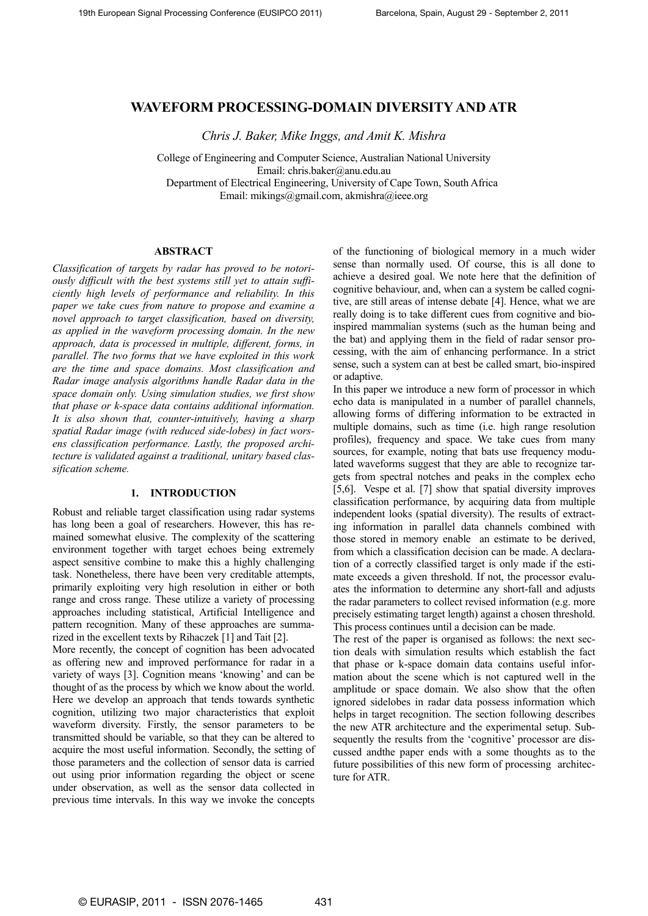# WAVEFORM PROCESSING-DOMAIN DIVERSITY AND ATR

*Chris J. Baker, Mike Inggs, and Amit K. Mishra*

College of Engineering and Computer Science, Australian National University
Email: chris.baker@anu.edu.au
Department of Electrical Engineering, University of Cape Town, South Africa
Email: mikings@gmail.com, akmishra@ieee.org

## ABSTRACT

*Classification of targets by radar has proved to be notoriously difficult with the best systems still yet to attain sufficiently high levels of performance and reliability. In this paper we take cues from nature to propose and examine a novel approach to target classification, based on diversity, as applied in the waveform processing domain. In the new approach, data is processed in multiple, different, forms, in parallel. The two forms that we have exploited in this work are the time and space domains. Most classification and Radar image analysis algorithms handle Radar data in the space domain only. Using simulation studies, we first show that phase or k-space data contains additional information. It is also shown that, counter-intuitively, having a sharp spatial Radar image (with reduced side-lobes) in fact worsens classification performance. Lastly, the proposed architecture is validated against a traditional, unitary based classification scheme.*

## 1. INTRODUCTION

Robust and reliable target classification using radar systems has long been a goal of researchers. However, this has remained somewhat elusive. The complexity of the scattering environment together with target echoes being extremely aspect sensitive combine to make this a highly challenging task. Nonetheless, there have been very creditable attempts, primarily exploiting very high resolution in either or both range and cross range. These utilize a variety of processing approaches including statistical, Artificial Intelligence and pattern recognition. Many of these approaches are summarized in the excellent texts by Rihaczek [1] and Tait [2].

More recently, the concept of cognition has been advocated as offering new and improved performance for radar in a variety of ways [3]. Cognition means 'knowing' and can be thought of as the process by which we know about the world. Here we develop an approach that tends towards synthetic cognition, utilizing two major characteristics that exploit waveform diversity. Firstly, the sensor parameters to be transmitted should be variable, so that they can be altered to acquire the most useful information. Secondly, the setting of those parameters and the collection of sensor data is carried out using prior information regarding the object or scene under observation, as well as the sensor data collected in previous time intervals. In this way we invoke the concepts of the functioning of biological memory in a much wider sense than normally used. Of course, this is all done to achieve a desired goal. We note here that the definition of cognitive behaviour, and, when can a system be called cognitive, are still areas of intense debate [4]. Hence, what we are really doing is to take different cues from cognitive and bio-inspired mammalian systems (such as the human being and the bat) and applying them in the field of radar sensor processing, with the aim of enhancing performance. In a strict sense, such a system can at best be called smart, bio-inspired or adaptive.

In this paper we introduce a new form of processor in which echo data is manipulated in a number of parallel channels, allowing forms of differing information to be extracted in multiple domains, such as time (i.e. high range resolution profiles), frequency and space. We take cues from many sources, for example, noting that bats use frequency modulated waveforms suggest that they are able to recognize targets from spectral notches and peaks in the complex echo [5,6]. Vespe et al. [7] show that spatial diversity improves classification performance, by acquiring data from multiple independent looks (spatial diversity). The results of extracting information in parallel data channels combined with those stored in memory enable an estimate to be derived, from which a classification decision can be made. A declaration of a correctly classified target is only made if the estimate exceeds a given threshold. If not, the processor evaluates the information to determine any short-fall and adjusts the radar parameters to collect revised information (e.g. more precisely estimating target length) against a chosen threshold. This process continues until a decision can be made.

The rest of the paper is organised as follows: the next section deals with simulation results which establish the fact that phase or k-space domain data contains useful information about the scene which is not captured well in the amplitude or space domain. We also show that the often ignored sidelobes in radar data possess information which helps in target recognition. The section following describes the new ATR architecture and the experimental setup. Subsequently the results from the 'cognitive' processor are discussed andthe paper ends with a some thoughts as to the future possibilities of this new form of processing architecture for ATR.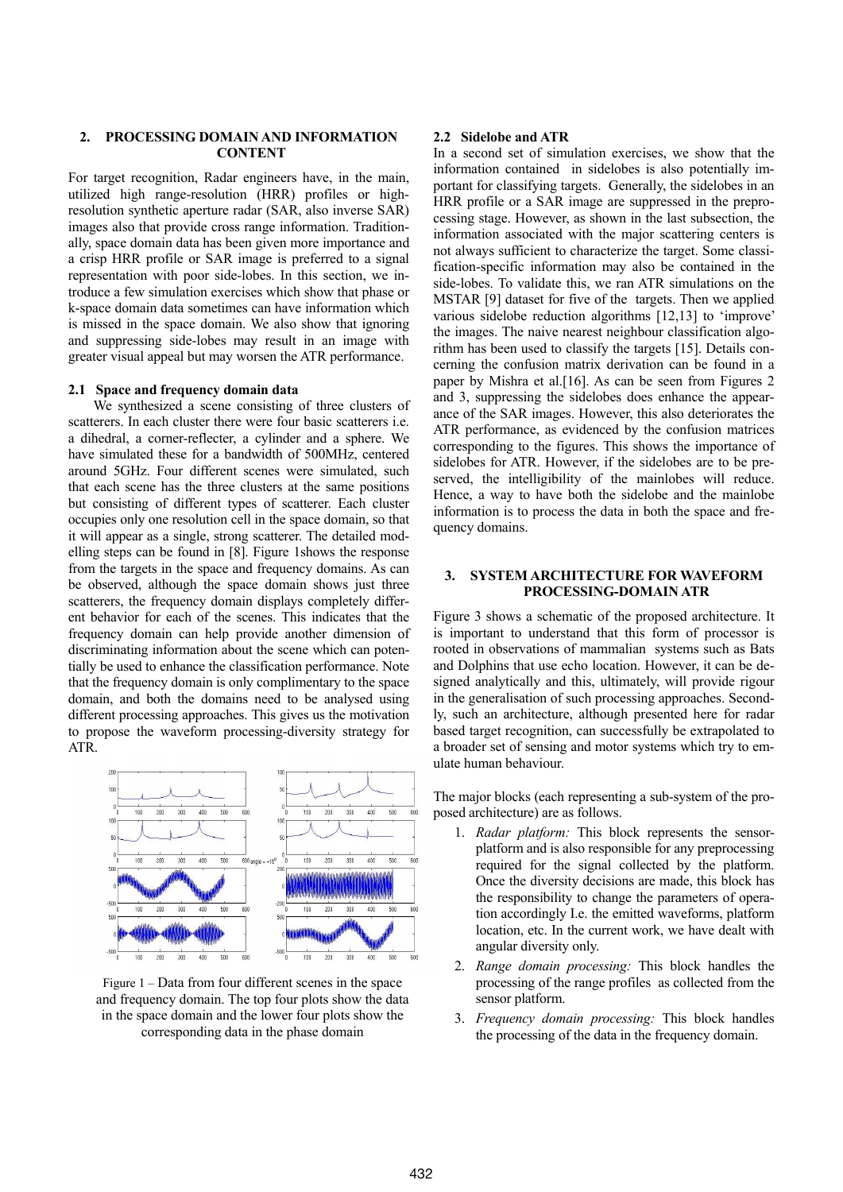## 2. PROCESSING DOMAIN AND INFORMATION CONTENT

For target recognition, Radar engineers have, in the main, utilized high range-resolution (HRR) profiles or high-resolution synthetic aperture radar (SAR, also inverse SAR) images also that provide cross range information. Traditionally, space domain data has been given more importance and a crisp HRR profile or SAR image is preferred to a signal representation with poor side-lobes. In this section, we introduce a few simulation exercises which show that phase or k-space domain data sometimes can have information which is missed in the space domain. We also show that ignoring and suppressing side-lobes may result in an image with greater visual appeal but may worsen the ATR performance.

### 2.1 Space and frequency domain data

We synthesized a scene consisting of three clusters of scatterers. In each cluster there were four basic scatterers i.e. a dihedral, a corner-reflecter, a cylinder and a sphere. We have simulated these for a bandwidth of 500MHz, centered around 5GHz. Four different scenes were simulated, such that each scene has the three clusters at the same positions but consisting of different types of scatterer. Each cluster occupies only one resolution cell in the space domain, so that it will appear as a single, strong scatterer. The detailed modelling steps can be found in [8]. Figure 1shows the response from the targets in the space and frequency domains. As can be observed, although the space domain shows just three scatterers, the frequency domain displays completely different behavior for each of the scenes. This indicates that the frequency domain can help provide another dimension of discriminating information about the scene which can potentially be used to enhance the classification performance. Note that the frequency domain is only complimentary to the space domain, and both the domains need to be analysed using different processing approaches. This gives us the motivation to propose the waveform processing-diversity strategy for ATR.

Figure 1 – Data from four different scenes in the space and frequency domain. The top four plots show the data in the space domain and the lower four plots show the corresponding data in the phase domain

### 2.2 Sidelobe and ATR

In a second set of simulation exercises, we show that the information contained in sidelobes is also potentially important for classifying targets. Generally, the sidelobes in an HRR profile or a SAR image are suppressed in the preprocessing stage. However, as shown in the last subsection, the information associated with the major scattering centers is not always sufficient to characterize the target. Some classification-specific information may also be contained in the side-lobes. To validate this, we ran ATR simulations on the MSTAR [9] dataset for five of the targets. Then we applied various sidelobe reduction algorithms [12,13] to 'improve' the images. The naive nearest neighbour classification algorithm has been used to classify the targets [15]. Details concerning the confusion matrix derivation can be found in a paper by Mishra et al.[16]. As can be seen from Figures 2 and 3, suppressing the sidelobes does enhance the appearance of the SAR images. However, this also deteriorates the ATR performance, as evidenced by the confusion matrices corresponding to the figures. This shows the importance of sidelobes for ATR. However, if the sidelobes are to be preserved, the intelligibility of the mainlobes will reduce. Hence, a way to have both the sidelobe and the mainlobe information is to process the data in both the space and frequency domains.

## 3. SYSTEM ARCHITECTURE FOR WAVEFORM PROCESSING-DOMAIN ATR

Figure 3 shows a schematic of the proposed architecture. It is important to understand that this form of processor is rooted in observations of mammalian systems such as Bats and Dolphins that use echo location. However, it can be designed analytically and this, ultimately, will provide rigour in the generalisation of such processing approaches. Secondly, such an architecture, although presented here for radar based target recognition, can successfully be extrapolated to a broader set of sensing and motor systems which try to emulate human behaviour.

The major blocks (each representing a sub-system of the proposed architecture) are as follows.

1. *Radar platform:* This block represents the sensor-platform and is also responsible for any preprocessing required for the signal collected by the platform. Once the diversity decisions are made, this block has the responsibility to change the parameters of operation accordingly I.e. the emitted waveforms, platform location, etc. In the current work, we have dealt with angular diversity only.
2. *Range domain processing:* This block handles the processing of the range profiles as collected from the sensor platform.
3. *Frequency domain processing:* This block handles the processing of the data in the frequency domain.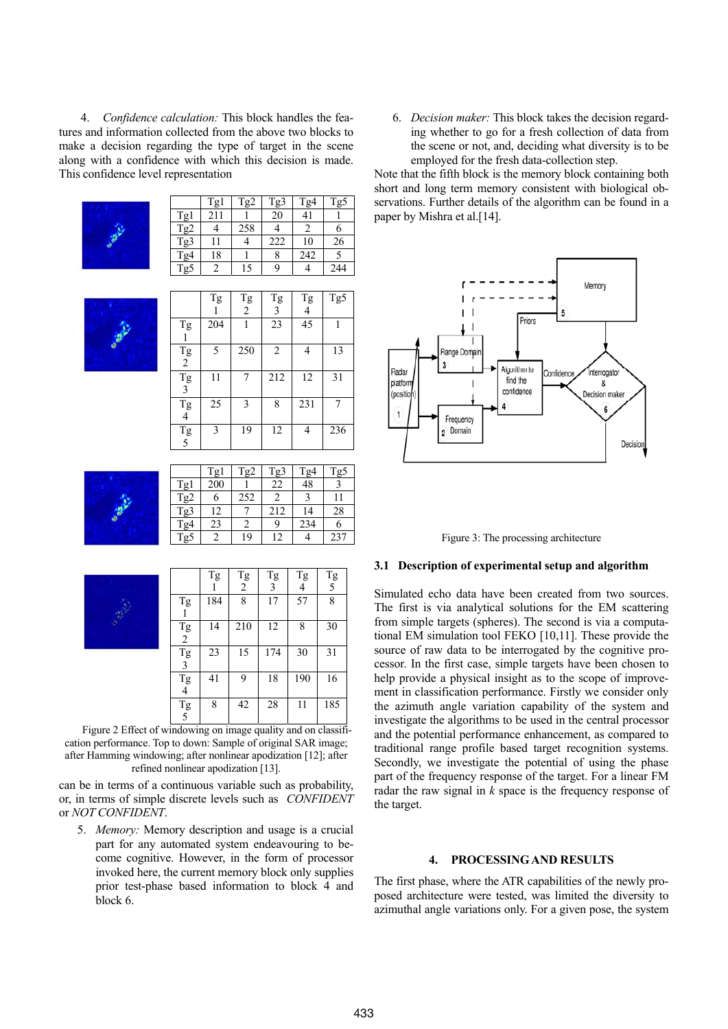4. *Confidence calculation:* This block handles the features and information collected from the above two blocks to make a decision regarding the type of target in the scene along with a confidence with which this decision is made. This confidence level representation can be in terms of a continuous variable such as probability, or, in terms of simple discrete levels such as *CONFIDENT* or *NOT CONFIDENT*.

| | Tg1 | Tg2 | Tg3 | Tg4 | Tg5 |
|---|---|---|---|---|---|
| Tg1 | 211 | 1 | 20 | 41 | 1 |
| Tg2 | 4 | 258 | 4 | 2 | 6 |
| Tg3 | 11 | 4 | 222 | 10 | 26 |
| Tg4 | 18 | 1 | 8 | 242 | 5 |
| Tg5 | 2 | 15 | 9 | 4 | 244 |

| | Tg1 | Tg2 | Tg3 | Tg4 | Tg5 |
|---|---|---|---|---|---|
| Tg1 | 204 | 1 | 23 | 45 | 1 |
| Tg2 | 5 | 250 | 2 | 4 | 13 |
| Tg3 | 11 | 7 | 212 | 12 | 31 |
| Tg4 | 25 | 3 | 8 | 231 | 7 |
| Tg5 | 3 | 19 | 12 | 4 | 236 |

| | Tg1 | Tg2 | Tg3 | Tg4 | Tg5 |
|---|---|---|---|---|---|
| Tg1 | 200 | 1 | 22 | 48 | 3 |
| Tg2 | 6 | 252 | 2 | 3 | 11 |
| Tg3 | 12 | 7 | 212 | 14 | 28 |
| Tg4 | 23 | 2 | 9 | 234 | 6 |
| Tg5 | 2 | 19 | 12 | 4 | 237 |

| | Tg1 | Tg2 | Tg3 | Tg4 | Tg5 |
|---|---|---|---|---|---|
| Tg1 | 184 | 8 | 17 | 57 | 8 |
| Tg2 | 14 | 210 | 12 | 8 | 30 |
| Tg3 | 23 | 15 | 174 | 30 | 31 |
| Tg4 | 41 | 9 | 18 | 190 | 16 |
| Tg5 | 8 | 42 | 28 | 11 | 185 |

Figure 2 Effect of windowing on image quality and on classification performance. Top to down: Sample of original SAR image; after Hamming windowing; after nonlinear apodization [12]; after refined nonlinear apodization [13].

5. *Memory:* Memory description and usage is a crucial part for any automated system endeavouring to become cognitive. However, in the form of processor invoked here, the current memory block only supplies prior test-phase based information to block 4 and block 6.

6. *Decision maker:* This block takes the decision regarding whether to go for a fresh collection of data from the scene or not, and, deciding what diversity is to be employed for the fresh data-collection step.

Note that the fifth block is the memory block containing both short and long term memory consistent with biological observations. Further details of the algorithm can be found in a paper by Mishra et al.[14].

Figure 3: The processing architecture

### 3.1 Description of experimental setup and algorithm

Simulated echo data have been created from two sources. The first is via analytical solutions for the EM scattering from simple targets (spheres). The second is via a computational EM simulation tool FEKO [10,11]. These provide the source of raw data to be interrogated by the cognitive processor. In the first case, simple targets have been chosen to help provide a physical insight as to the scope of improvement in classification performance. Firstly we consider only the azimuth angle variation capability of the system and investigate the algorithms to be used in the central processor and the potential performance enhancement, as compared to traditional range profile based target recognition systems. Secondly, we investigate the potential of using the phase part of the frequency response of the target. For a linear FM radar the raw signal in $k$ space is the frequency response of the target.

## 4. PROCESSING AND RESULTS

The first phase, where the ATR capabilities of the newly proposed architecture were tested, was limited the diversity to azimuthal angle variations only. For a given pose, the system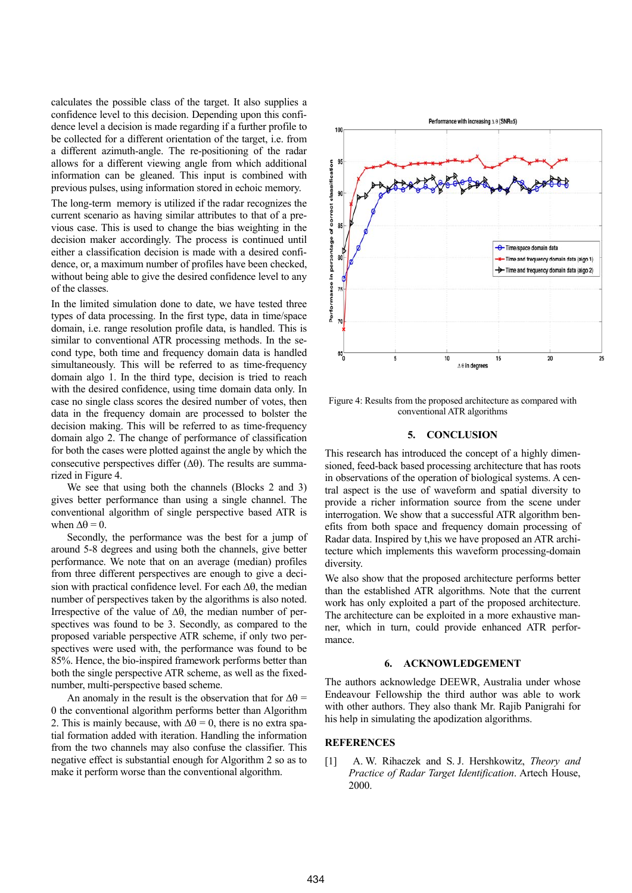calculates the possible class of the target. It also supplies a confidence level to this decision. Depending upon this confidence level a decision is made regarding if a further profile to be collected for a different orientation of the target, i.e. from a different azimuth-angle. The re-positioning of the radar allows for a different viewing angle from which additional information can be gleaned. This input is combined with previous pulses, using information stored in echoic memory.

The long-term memory is utilized if the radar recognizes the current scenario as having similar attributes to that of a previous case. This is used to change the bias weighting in the decision maker accordingly. The process is continued until either a classification decision is made with a desired confidence, or, a maximum number of profiles have been checked, without being able to give the desired confidence level to any of the classes.

In the limited simulation done to date, we have tested three types of data processing. In the first type, data in time/space domain, i.e. range resolution profile data, is handled. This is similar to conventional ATR processing methods. In the second type, both time and frequency domain data is handled simultaneously. This will be referred to as time-frequency domain algo 1. In the third type, decision is tried to reach with the desired confidence, using time domain data only. In case no single class scores the desired number of votes, then data in the frequency domain are processed to bolster the decision making. This will be referred to as time-frequency domain algo 2. The change of performance of classification for both the cases were plotted against the angle by which the consecutive perspectives differ ($\Delta\theta$). The results are summarized in Figure 4.

We see that using both the channels (Blocks 2 and 3) gives better performance than using a single channel. The conventional algorithm of single perspective based ATR is when $\Delta\theta = 0$.

Secondly, the performance was the best for a jump of around 5-8 degrees and using both the channels, give better performance. We note that on an average (median) profiles from three different perspectives are enough to give a decision with practical confidence level. For each $\Delta\theta$, the median number of perspectives taken by the algorithms is also noted. Irrespective of the value of $\Delta\theta$, the median number of perspectives was found to be 3. Secondly, as compared to the proposed variable perspective ATR scheme, if only two perspectives were used with, the performance was found to be 85%. Hence, the bio-inspired framework performs better than both the single perspective ATR scheme, as well as the fixed-number, multi-perspective based scheme.

An anomaly in the result is the observation that for $\Delta\theta = 0$ the conventional algorithm performs better than Algorithm 2. This is mainly because, with $\Delta\theta = 0$, there is no extra spatial formation added with iteration. Handling the information from the two channels may also confuse the classifier. This negative effect is substantial enough for Algorithm 2 so as to make it perform worse than the conventional algorithm.

Figure 4: Results from the proposed architecture as compared with conventional ATR algorithms

## 5. CONCLUSION

This research has introduced the concept of a highly dimensioned, feed-back based processing architecture that has roots in observations of the operation of biological systems. A central aspect is the use of waveform and spatial diversity to provide a richer information source from the scene under interrogation. We show that a successful ATR algorithm benefits from both space and frequency domain processing of Radar data. Inspired by t,his we have proposed an ATR architecture which implements this waveform processing-domain diversity.

We also show that the proposed architecture performs better than the established ATR algorithms. Note that the current work has only exploited a part of the proposed architecture. The architecture can be exploited in a more exhaustive manner, which in turn, could provide enhanced ATR performance.

## 6. ACKNOWLEDGEMENT

The authors acknowledge DEEWR, Australia under whose Endeavour Fellowship the third author was able to work with other authors. They also thank Mr. Rajib Panigrahi for his help in simulating the apodization algorithms.

## REFERENCES

[1] A. W. Rihaczek and S. J. Hershkowitz, *Theory and Practice of Radar Target Identification*. Artech House, 2000.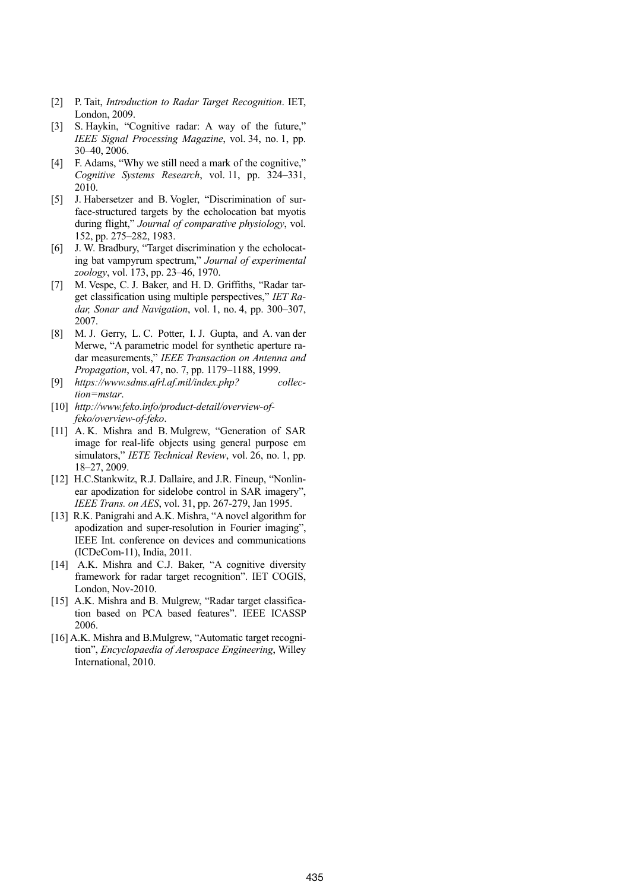[2] P. Tait, *Introduction to Radar Target Recognition*. IET, London, 2009.

[3] S. Haykin, "Cognitive radar: A way of the future," *IEEE Signal Processing Magazine*, vol. 34, no. 1, pp. 30–40, 2006.

[4] F. Adams, "Why we still need a mark of the cognitive," *Cognitive Systems Research*, vol. 11, pp. 324–331, 2010.

[5] J. Habersetzer and B. Vogler, "Discrimination of surface-structured targets by the echolocation bat myotis during flight," *Journal of comparative physiology*, vol. 152, pp. 275–282, 1983.

[6] J. W. Bradbury, "Target discrimination y the echolocating bat vampyrum spectrum," *Journal of experimental zoology*, vol. 173, pp. 23–46, 1970.

[7] M. Vespe, C. J. Baker, and H. D. Griffiths, "Radar target classification using multiple perspectives," *IET Radar, Sonar and Navigation*, vol. 1, no. 4, pp. 300–307, 2007.

[8] M. J. Gerry, L. C. Potter, I. J. Gupta, and A. van der Merwe, "A parametric model for synthetic aperture radar measurements," *IEEE Transaction on Antenna and Propagation*, vol. 47, no. 7, pp. 1179–1188, 1999.

[9] *https://www.sdms.afrl.af.mil/index.php? collection=mstar*.

[10] *http://www.feko.info/product-detail/overview-of-feko/overview-of-feko*.

[11] A. K. Mishra and B. Mulgrew, "Generation of SAR image for real-life objects using general purpose em simulators," *IETE Technical Review*, vol. 26, no. 1, pp. 18–27, 2009.

[12] H.C.Stankwitz, R.J. Dallaire, and J.R. Fineup, "Nonlinear apodization for sidelobe control in SAR imagery", *IEEE Trans. on AES*, vol. 31, pp. 267-279, Jan 1995.

[13] R.K. Panigrahi and A.K. Mishra, "A novel algorithm for apodization and super-resolution in Fourier imaging", IEEE Int. conference on devices and communications (ICDeCom-11), India, 2011.

[14] A.K. Mishra and C.J. Baker, "A cognitive diversity framework for radar target recognition". IET COGIS, London, Nov-2010.

[15] A.K. Mishra and B. Mulgrew, "Radar target classification based on PCA based features". IEEE ICASSP 2006.

[16] A.K. Mishra and B.Mulgrew, "Automatic target recognition", *Encyclopaedia of Aerospace Engineering*, Willey International, 2010.